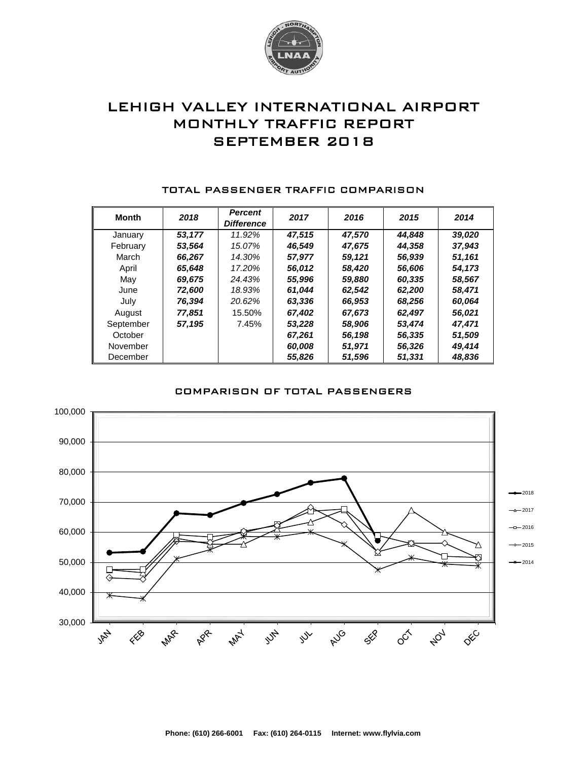# LEHIGH VALLEY INTERNATIONAL AIRPORT
# MONTHLY TRAFFIC REPORT
# SEPTEMBER 2018

## TOTAL PASSENGER TRAFFIC COMPARISON

| Month | 2018 | Percent Difference | 2017 | 2016 | 2015 | 2014 |
|---|---|---|---|---|---|---|
| January | *53,177* | *11.92%* | *47,515* | *47,570* | *44,848* | *39,020* |
| February | *53,564* | *15.07%* | *46,549* | *47,675* | *44,358* | *37,943* |
| March | *66,267* | *14.30%* | *57,977* | *59,121* | *56,939* | *51,161* |
| April | *65,648* | *17.20%* | *56,012* | *58,420* | *56,606* | *54,173* |
| May | *69,675* | *24.43%* | *55,996* | *59,880* | *60,335* | *58,567* |
| June | *72,600* | *18.93%* | *61,044* | *62,542* | *62,200* | *58,471* |
| July | *76,394* | *20.62%* | *63,336* | *66,953* | *68,256* | *60,064* |
| August | *77,851* | 15.50% | *67,402* | *67,673* | *62,497* | *56,021* |
| September | *57,195* | 7.45% | *53,228* | *58,906* | *53,474* | *47,471* |
| October | | | *67,261* | *56,198* | *56,335* | *51,509* |
| November | | | *60,008* | *51,971* | *56,326* | *49,414* |
| December | | | *55,826* | *51,596* | *51,331* | *48,836* |

## COMPARISON OF TOTAL PASSENGERS

Phone: (610) 266-6001 Fax: (610) 264-0115 Internet: www.flylvia.com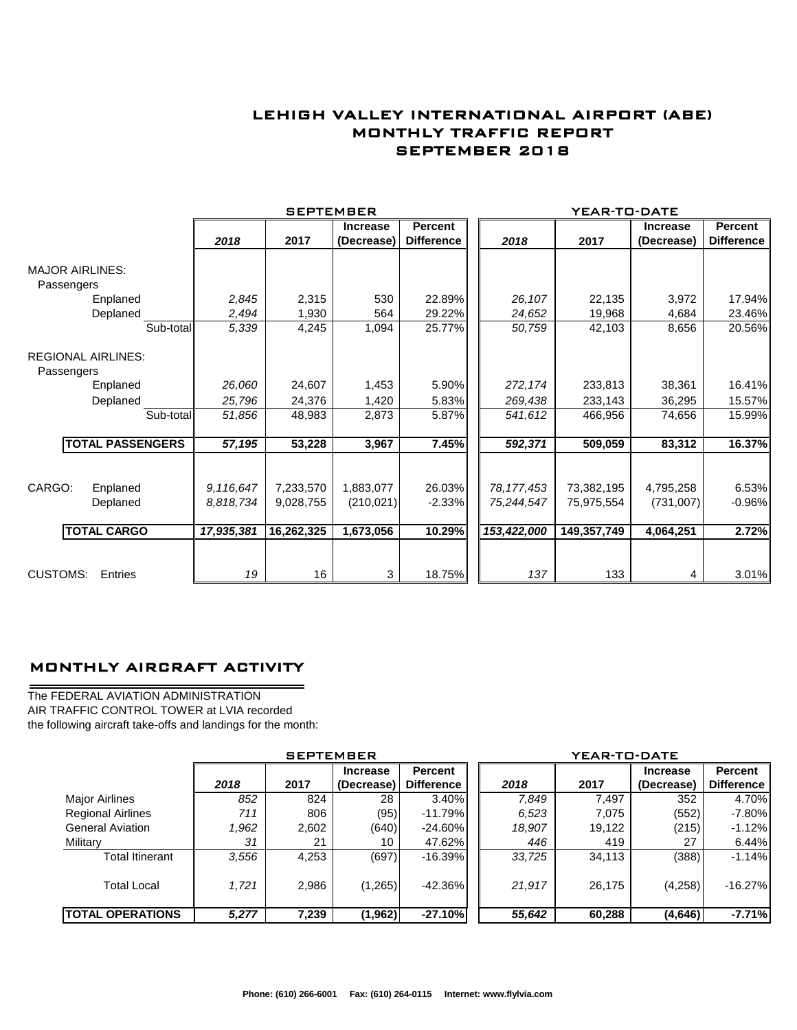# LEHIGH VALLEY INTERNATIONAL AIRPORT (ABE)
## MONTHLY TRAFFIC REPORT
## SEPTEMBER 2018

| | SEPTEMBER | | | | YEAR-TO-DATE | | | |
|---|---|---|---|---|---|---|---|---|
| | 2018 | 2017 | Increase (Decrease) | Percent Difference | 2018 | 2017 | Increase (Decrease) | Percent Difference |
| **MAJOR AIRLINES:** | | | | | | | | |
| Passengers | | | | | | | | |
| Enplaned | 2,845 | 2,315 | 530 | 22.89% | 26,107 | 22,135 | 3,972 | 17.94% |
| Deplaned | 2,494 | 1,930 | 564 | 29.22% | 24,652 | 19,968 | 4,684 | 23.46% |
| Sub-total | 5,339 | 4,245 | 1,094 | 25.77% | 50,759 | 42,103 | 8,656 | 20.56% |
| **REGIONAL AIRLINES:** | | | | | | | | |
| Passengers | | | | | | | | |
| Enplaned | 26,060 | 24,607 | 1,453 | 5.90% | 272,174 | 233,813 | 38,361 | 16.41% |
| Deplaned | 25,796 | 24,376 | 1,420 | 5.83% | 269,438 | 233,143 | 36,295 | 15.57% |
| Sub-total | 51,856 | 48,983 | 2,873 | 5.87% | 541,612 | 466,956 | 74,656 | 15.99% |
| **TOTAL PASSENGERS** | **57,195** | **53,228** | **3,967** | **7.45%** | **592,371** | **509,059** | **83,312** | **16.37%** |
| CARGO: Enplaned | 9,116,647 | 7,233,570 | 1,883,077 | 26.03% | 78,177,453 | 73,382,195 | 4,795,258 | 6.53% |
| Deplaned | 8,818,734 | 9,028,755 | (210,021) | -2.33% | 75,244,547 | 75,975,554 | (731,007) | -0.96% |
| **TOTAL CARGO** | **17,935,381** | **16,262,325** | **1,673,056** | **10.29%** | **153,422,000** | **149,357,749** | **4,064,251** | **2.72%** |
| CUSTOMS: Entries | 19 | 16 | 3 | 18.75% | 137 | 133 | 4 | 3.01% |

## MONTHLY AIRCRAFT ACTIVITY

The FEDERAL AVIATION ADMINISTRATION
AIR TRAFFIC CONTROL TOWER at LVIA recorded
the following aircraft take-offs and landings for the month:

| | SEPTEMBER | | | | YEAR-TO-DATE | | | |
|---|---|---|---|---|---|---|---|---|
| | 2018 | 2017 | Increase (Decrease) | Percent Difference | 2018 | 2017 | Increase (Decrease) | Percent Difference |
| Major Airlines | 852 | 824 | 28 | 3.40% | 7,849 | 7,497 | 352 | 4.70% |
| Regional Airlines | 711 | 806 | (95) | -11.79% | 6,523 | 7,075 | (552) | -7.80% |
| General Aviation | 1,962 | 2,602 | (640) | -24.60% | 18,907 | 19,122 | (215) | -1.12% |
| Military | 31 | 21 | 10 | 47.62% | 446 | 419 | 27 | 6.44% |
| Total Itinerant | 3,556 | 4,253 | (697) | -16.39% | 33,725 | 34,113 | (388) | -1.14% |
| Total Local | 1,721 | 2,986 | (1,265) | -42.36% | 21,917 | 26,175 | (4,258) | -16.27% |
| **TOTAL OPERATIONS** | **5,277** | **7,239** | **(1,962)** | **-27.10%** | **55,642** | **60,288** | **(4,646)** | **-7.71%** |

**Phone: (610) 266-6001 Fax: (610) 264-0115 Internet: www.flylvia.com**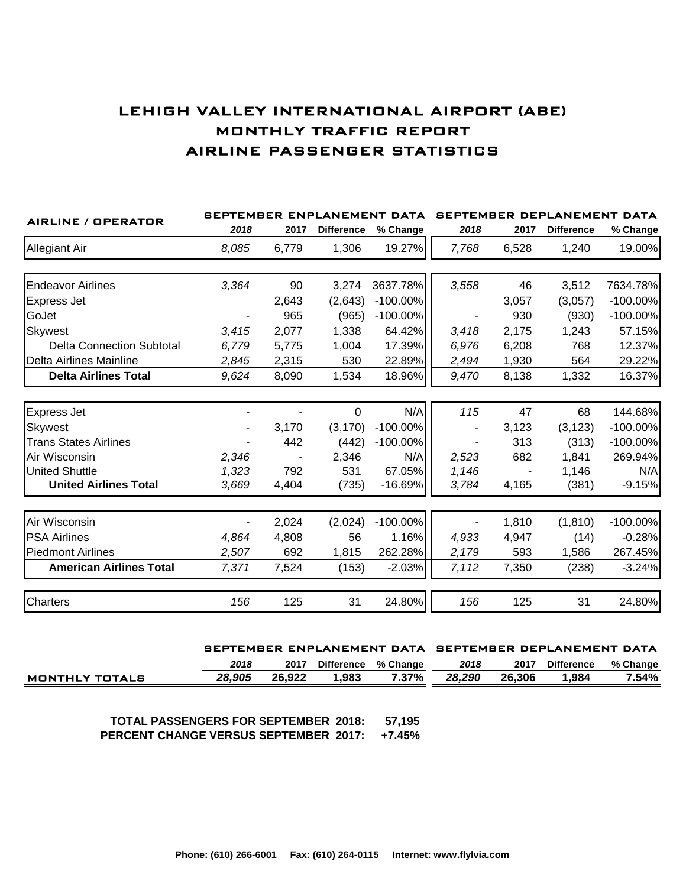# LEHIGH VALLEY INTERNATIONAL AIRPORT (ABE)
## MONTHLY TRAFFIC REPORT
## AIRLINE PASSENGER STATISTICS

| AIRLINE / OPERATOR | SEPTEMBER ENPLANEMENT DATA | | | | SEPTEMBER DEPLANEMENT DATA | | | |
|---|---|---|---|---|---|---|---|---|
| | *2018* | 2017 | Difference | % Change | *2018* | 2017 | Difference | % Change |
| Allegiant Air | *8,085* | 6,779 | 1,306 | 19.27% | *7,768* | 6,528 | 1,240 | 19.00% |
| | | | | | | | | |
| Endeavor Airlines | *3,364* | 90 | 3,274 | 3637.78% | *3,558* | 46 | 3,512 | 7634.78% |
| Express Jet | | 2,643 | (2,643) | -100.00% | | 3,057 | (3,057) | -100.00% |
| GoJet | - | 965 | (965) | -100.00% | - | 930 | (930) | -100.00% |
| Skywest | *3,415* | 2,077 | 1,338 | 64.42% | *3,418* | 2,175 | 1,243 | 57.15% |
| Delta Connection Subtotal | *6,779* | 5,775 | 1,004 | 17.39% | *6,976* | 6,208 | 768 | 12.37% |
| Delta Airlines Mainline | *2,845* | 2,315 | 530 | 22.89% | *2,494* | 1,930 | 564 | 29.22% |
| **Delta Airlines Total** | *9,624* | 8,090 | 1,534 | 18.96% | *9,470* | 8,138 | 1,332 | 16.37% |
| | | | | | | | | |
| Express Jet | - | - | 0 | N/A | *115* | 47 | 68 | 144.68% |
| Skywest | - | 3,170 | (3,170) | -100.00% | - | 3,123 | (3,123) | -100.00% |
| Trans States Airlines | - | 442 | (442) | -100.00% | - | 313 | (313) | -100.00% |
| Air Wisconsin | *2,346* | - | 2,346 | N/A | *2,523* | 682 | 1,841 | 269.94% |
| United Shuttle | *1,323* | 792 | 531 | 67.05% | *1,146* | - | 1,146 | N/A |
| **United Airlines Total** | *3,669* | 4,404 | (735) | -16.69% | *3,784* | 4,165 | (381) | -9.15% |
| | | | | | | | | |
| Air Wisconsin | - | 2,024 | (2,024) | -100.00% | - | 1,810 | (1,810) | -100.00% |
| PSA Airlines | *4,864* | 4,808 | 56 | 1.16% | *4,933* | 4,947 | (14) | -0.28% |
| Piedmont Airlines | *2,507* | 692 | 1,815 | 262.28% | *2,179* | 593 | 1,586 | 267.45% |
| **American Airlines Total** | *7,371* | 7,524 | (153) | -2.03% | *7,112* | 7,350 | (238) | -3.24% |
| | | | | | | | | |
| Charters | *156* | 125 | 31 | 24.80% | *156* | 125 | 31 | 24.80% |

| | SEPTEMBER ENPLANEMENT DATA | | | | SEPTEMBER DEPLANEMENT DATA | | | |
|---|---|---|---|---|---|---|---|---|
| | *2018* | 2017 | Difference | % Change | *2018* | 2017 | Difference | % Change |
| **MONTHLY TOTALS** | ***28,905*** | **26,922** | **1,983** | **7.37%** | ***28,290*** | **26,306** | **1,984** | **7.54%** |

**TOTAL PASSENGERS FOR SEPTEMBER 2018: 57,195**
**PERCENT CHANGE VERSUS SEPTEMBER 2017: +7.45%**

**Phone: (610) 266-6001 Fax: (610) 264-0115 Internet: www.flylvia.com**